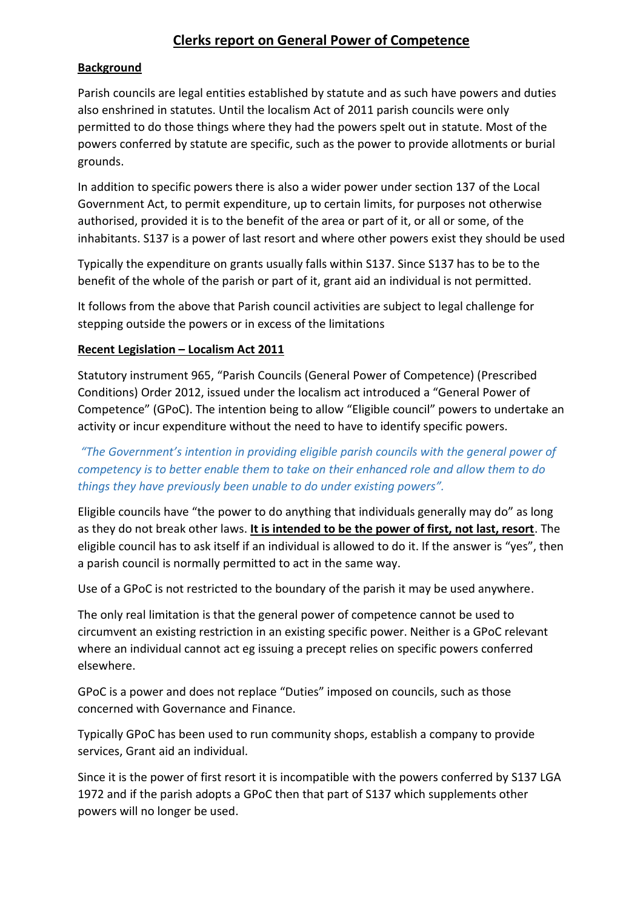# Clerks report on General Power of Competence

## Background

Parish councils are legal entities established by statute and as such have powers and duties also enshrined in statutes. Until the localism Act of 2011 parish councils were only permitted to do those things where they had the powers spelt out in statute. Most of the powers conferred by statute are specific, such as the power to provide allotments or burial grounds.

In addition to specific powers there is also a wider power under section 137 of the Local Government Act, to permit expenditure, up to certain limits, for purposes not otherwise authorised, provided it is to the benefit of the area or part of it, or all or some, of the inhabitants. S137 is a power of last resort and where other powers exist they should be used

Typically the expenditure on grants usually falls within S137. Since S137 has to be to the benefit of the whole of the parish or part of it, grant aid an individual is not permitted.

It follows from the above that Parish council activities are subject to legal challenge for stepping outside the powers or in excess of the limitations

## Recent Legislation – Localism Act 2011

Statutory instrument 965, "Parish Councils (General Power of Competence) (Prescribed Conditions) Order 2012, issued under the localism act introduced a "General Power of Competence" (GPoC). The intention being to allow "Eligible council" powers to undertake an activity or incur expenditure without the need to have to identify specific powers.

*"The Government's intention in providing eligible parish councils with the general power of competency is to better enable them to take on their enhanced role and allow them to do things they have previously been unable to do under existing powers".*

Eligible councils have "the power to do anything that individuals generally may do" as long as they do not break other laws. **It is intended to be the power of first, not last, resort**. The eligible council has to ask itself if an individual is allowed to do it. If the answer is "yes", then a parish council is normally permitted to act in the same way.

Use of a GPoC is not restricted to the boundary of the parish it may be used anywhere.

The only real limitation is that the general power of competence cannot be used to circumvent an existing restriction in an existing specific power. Neither is a GPoC relevant where an individual cannot act eg issuing a precept relies on specific powers conferred elsewhere.

GPoC is a power and does not replace "Duties" imposed on councils, such as those concerned with Governance and Finance.

Typically GPoC has been used to run community shops, establish a company to provide services, Grant aid an individual.

Since it is the power of first resort it is incompatible with the powers conferred by S137 LGA 1972 and if the parish adopts a GPoC then that part of S137 which supplements other powers will no longer be used.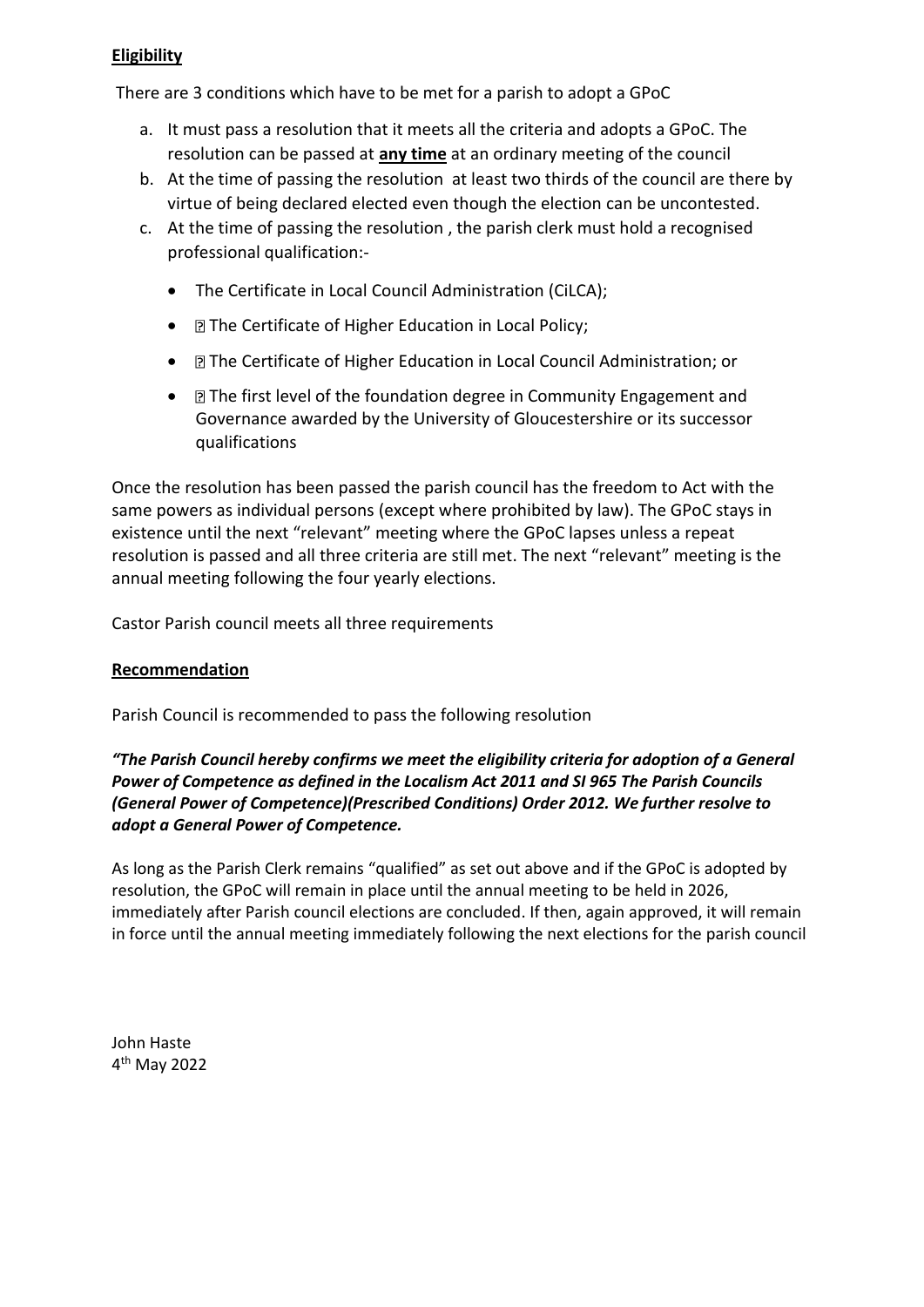**Eligibility**

There are 3 conditions which have to be met for a parish to adopt a GPoC

a. It must pass a resolution that it meets all the criteria and adopts a GPoC. The resolution can be passed at **<u>any time</u>** at an ordinary meeting of the council
b. At the time of passing the resolution at least two thirds of the council are there by virtue of being declared elected even though the election can be uncontested.
c. At the time of passing the resolution , the parish clerk must hold a recognised professional qualification:-

    - The Certificate in Local Council Administration (CiLCA);
    - The Certificate of Higher Education in Local Policy;
    - The Certificate of Higher Education in Local Council Administration; or
    - The first level of the foundation degree in Community Engagement and Governance awarded by the University of Gloucestershire or its successor qualifications

Once the resolution has been passed the parish council has the freedom to Act with the same powers as individual persons (except where prohibited by law). The GPoC stays in existence until the next "relevant" meeting where the GPoC lapses unless a repeat resolution is passed and all three criteria are still met. The next "relevant" meeting is the annual meeting following the four yearly elections.

Castor Parish council meets all three requirements

**<u>Recommendation</u>**

Parish Council is recommended to pass the following resolution

***"The Parish Council hereby confirms we meet the eligibility criteria for adoption of a General Power of Competence as defined in the Localism Act 2011 and SI 965 The Parish Councils (General Power of Competence)(Prescribed Conditions) Order 2012. We further resolve to adopt a General Power of Competence.***

As long as the Parish Clerk remains "qualified" as set out above and if the GPoC is adopted by resolution, the GPoC will remain in place until the annual meeting to be held in 2026, immediately after Parish council elections are concluded. If then, again approved, it will remain in force until the annual meeting immediately following the next elections for the parish council

John Haste
4th May 2022